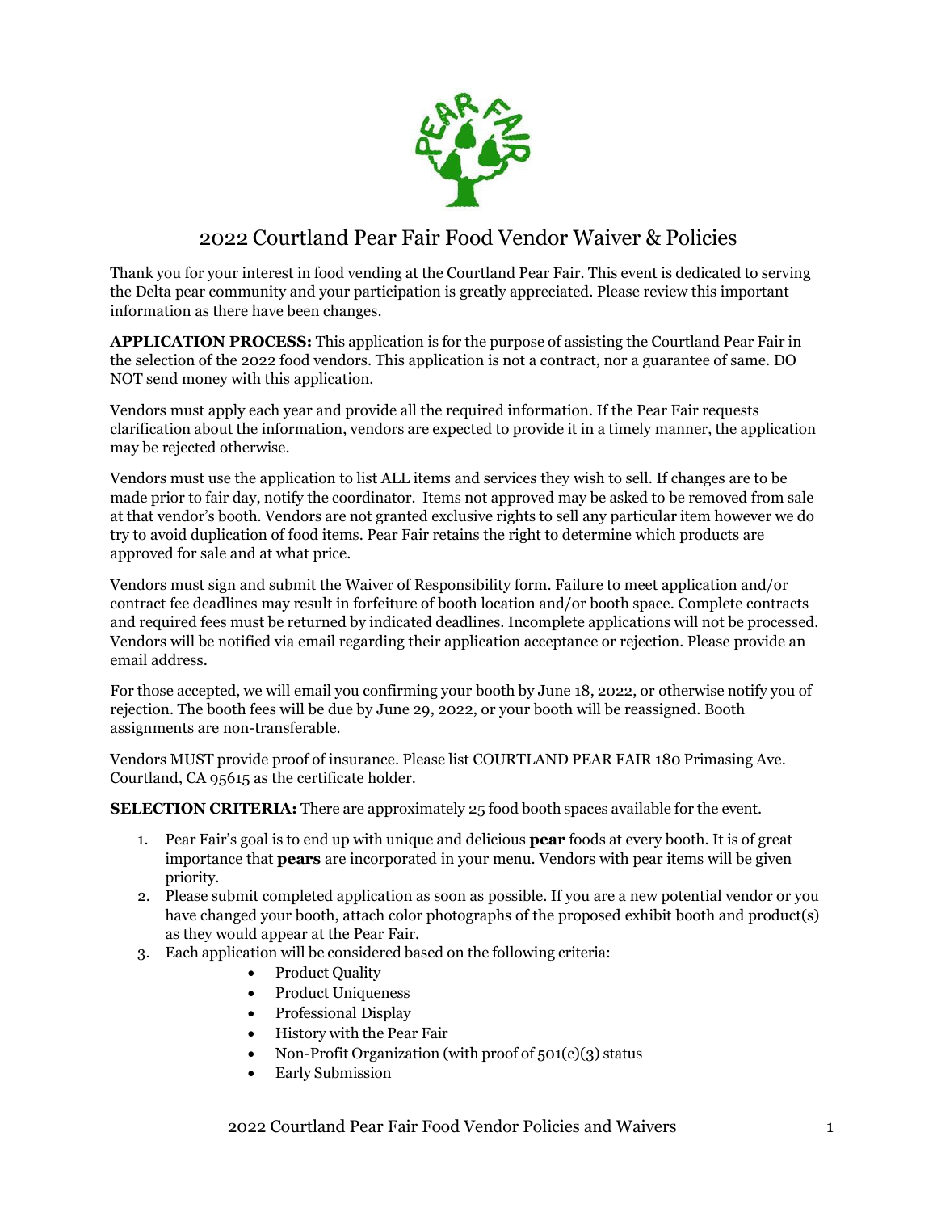# 2022 Courtland Pear Fair Food Vendor Waiver & Policies

Thank you for your interest in food vending at the Courtland Pear Fair. This event is dedicated to serving the Delta pear community and your participation is greatly appreciated. Please review this important information as there have been changes.

**APPLICATION PROCESS:** This application is for the purpose of assisting the Courtland Pear Fair in the selection of the 2022 food vendors. This application is not a contract, nor a guarantee of same. DO NOT send money with this application.

Vendors must apply each year and provide all the required information. If the Pear Fair requests clarification about the information, vendors are expected to provide it in a timely manner, the application may be rejected otherwise.

Vendors must use the application to list ALL items and services they wish to sell. If changes are to be made prior to fair day, notify the coordinator. Items not approved may be asked to be removed from sale at that vendor's booth. Vendors are not granted exclusive rights to sell any particular item however we do try to avoid duplication of food items. Pear Fair retains the right to determine which products are approved for sale and at what price.

Vendors must sign and submit the Waiver of Responsibility form. Failure to meet application and/or contract fee deadlines may result in forfeiture of booth location and/or booth space. Complete contracts and required fees must be returned by indicated deadlines. Incomplete applications will not be processed. Vendors will be notified via email regarding their application acceptance or rejection. Please provide an email address.

For those accepted, we will email you confirming your booth by June 18, 2022, or otherwise notify you of rejection. The booth fees will be due by June 29, 2022, or your booth will be reassigned. Booth assignments are non-transferable.

Vendors MUST provide proof of insurance. Please list COURTLAND PEAR FAIR 180 Primasing Ave. Courtland, CA 95615 as the certificate holder.

**SELECTION CRITERIA:** There are approximately 25 food booth spaces available for the event.

1. Pear Fair's goal is to end up with unique and delicious **pear** foods at every booth. It is of great importance that **pears** are incorporated in your menu. Vendors with pear items will be given priority.
2. Please submit completed application as soon as possible. If you are a new potential vendor or you have changed your booth, attach color photographs of the proposed exhibit booth and product(s) as they would appear at the Pear Fair.
3. Each application will be considered based on the following criteria:
   - Product Quality
   - Product Uniqueness
   - Professional Display
   - History with the Pear Fair
   - Non-Profit Organization (with proof of 501(c)(3) status
   - Early Submission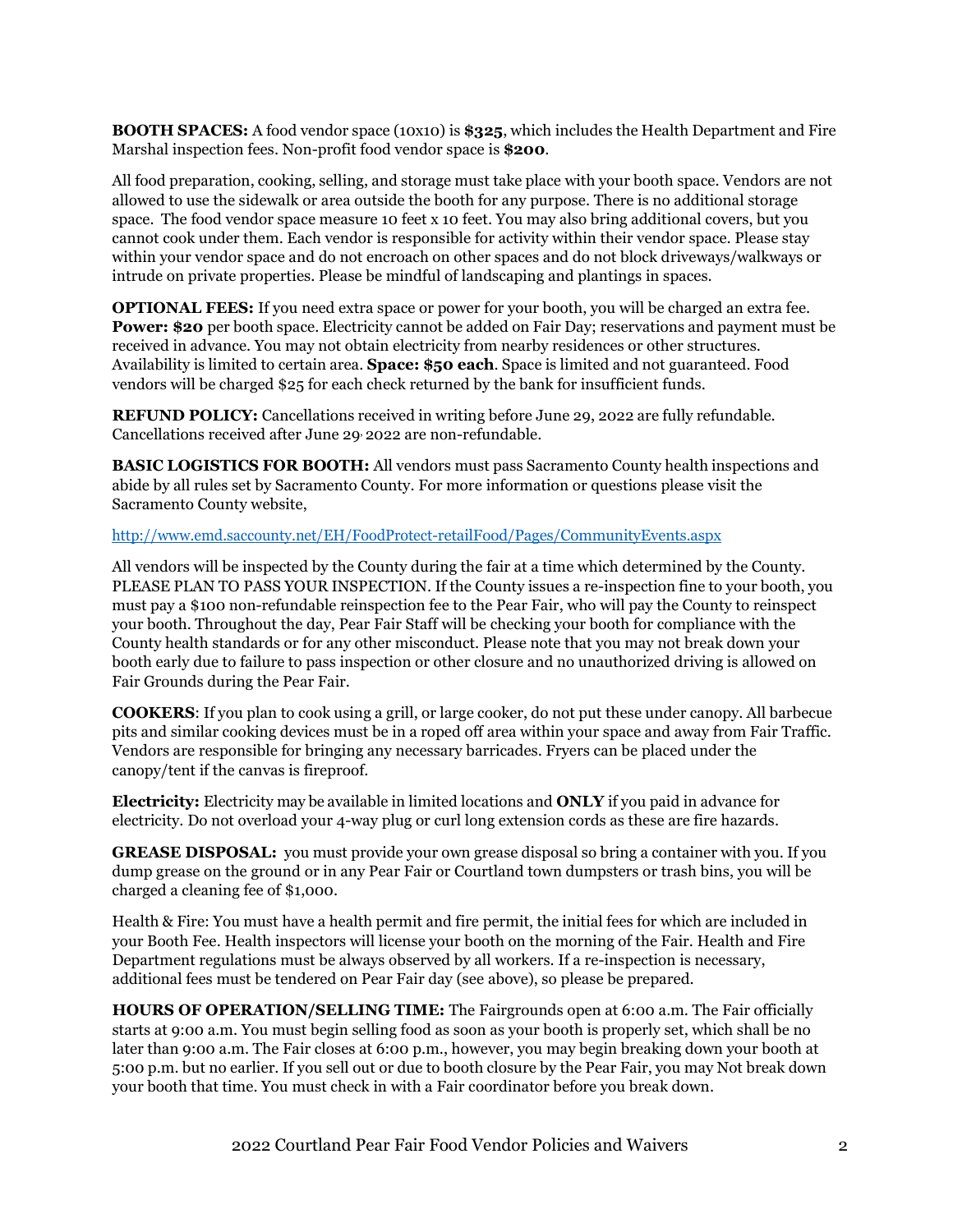**BOOTH SPACES:** A food vendor space (10x10) is **$325**, which includes the Health Department and Fire Marshal inspection fees. Non-profit food vendor space is **$200**.

All food preparation, cooking, selling, and storage must take place with your booth space. Vendors are not allowed to use the sidewalk or area outside the booth for any purpose. There is no additional storage space. The food vendor space measure 10 feet x 10 feet. You may also bring additional covers, but you cannot cook under them. Each vendor is responsible for activity within their vendor space. Please stay within your vendor space and do not encroach on other spaces and do not block driveways/walkways or intrude on private properties. Please be mindful of landscaping and plantings in spaces.

**OPTIONAL FEES:** If you need extra space or power for your booth, you will be charged an extra fee. **Power: $20** per booth space. Electricity cannot be added on Fair Day; reservations and payment must be received in advance. You may not obtain electricity from nearby residences or other structures. Availability is limited to certain area. **Space: $50 each**. Space is limited and not guaranteed. Food vendors will be charged $25 for each check returned by the bank for insufficient funds.

**REFUND POLICY:** Cancellations received in writing before June 29, 2022 are fully refundable. Cancellations received after June 29, 2022 are non-refundable.

**BASIC LOGISTICS FOR BOOTH:** All vendors must pass Sacramento County health inspections and abide by all rules set by Sacramento County. For more information or questions please visit the Sacramento County website,

http://www.emd.saccounty.net/EH/FoodProtect-retailFood/Pages/CommunityEvents.aspx

All vendors will be inspected by the County during the fair at a time which determined by the County. PLEASE PLAN TO PASS YOUR INSPECTION. If the County issues a re-inspection fine to your booth, you must pay a $100 non-refundable reinspection fee to the Pear Fair, who will pay the County to reinspect your booth. Throughout the day, Pear Fair Staff will be checking your booth for compliance with the County health standards or for any other misconduct. Please note that you may not break down your booth early due to failure to pass inspection or other closure and no unauthorized driving is allowed on Fair Grounds during the Pear Fair.

**COOKERS**: If you plan to cook using a grill, or large cooker, do not put these under canopy. All barbecue pits and similar cooking devices must be in a roped off area within your space and away from Fair Traffic. Vendors are responsible for bringing any necessary barricades. Fryers can be placed under the canopy/tent if the canvas is fireproof.

**Electricity:** Electricity may be available in limited locations and **ONLY** if you paid in advance for electricity. Do not overload your 4-way plug or curl long extension cords as these are fire hazards.

**GREASE DISPOSAL:** you must provide your own grease disposal so bring a container with you. If you dump grease on the ground or in any Pear Fair or Courtland town dumpsters or trash bins, you will be charged a cleaning fee of $1,000.

Health & Fire: You must have a health permit and fire permit, the initial fees for which are included in your Booth Fee. Health inspectors will license your booth on the morning of the Fair. Health and Fire Department regulations must be always observed by all workers. If a re-inspection is necessary, additional fees must be tendered on Pear Fair day (see above), so please be prepared.

**HOURS OF OPERATION/SELLING TIME:** The Fairgrounds open at 6:00 a.m. The Fair officially starts at 9:00 a.m. You must begin selling food as soon as your booth is properly set, which shall be no later than 9:00 a.m. The Fair closes at 6:00 p.m., however, you may begin breaking down your booth at 5:00 p.m. but no earlier. If you sell out or due to booth closure by the Pear Fair, you may Not break down your booth that time. You must check in with a Fair coordinator before you break down.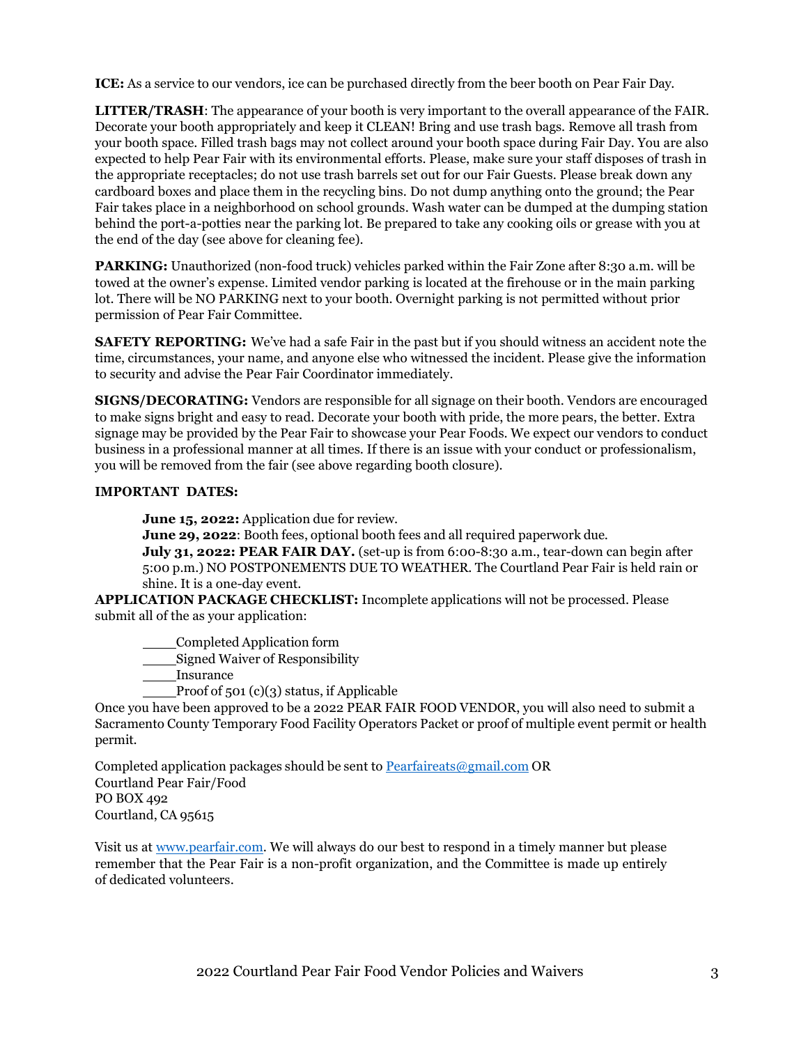**ICE:** As a service to our vendors, ice can be purchased directly from the beer booth on Pear Fair Day.

**LITTER/TRASH**: The appearance of your booth is very important to the overall appearance of the FAIR. Decorate your booth appropriately and keep it CLEAN! Bring and use trash bags. Remove all trash from your booth space. Filled trash bags may not collect around your booth space during Fair Day. You are also expected to help Pear Fair with its environmental efforts. Please, make sure your staff disposes of trash in the appropriate receptacles; do not use trash barrels set out for our Fair Guests. Please break down any cardboard boxes and place them in the recycling bins. Do not dump anything onto the ground; the Pear Fair takes place in a neighborhood on school grounds. Wash water can be dumped at the dumping station behind the port-a-potties near the parking lot. Be prepared to take any cooking oils or grease with you at the end of the day (see above for cleaning fee).

**PARKING:** Unauthorized (non-food truck) vehicles parked within the Fair Zone after 8:30 a.m. will be towed at the owner's expense. Limited vendor parking is located at the firehouse or in the main parking lot. There will be NO PARKING next to your booth. Overnight parking is not permitted without prior permission of Pear Fair Committee.

**SAFETY REPORTING:** We've had a safe Fair in the past but if you should witness an accident note the time, circumstances, your name, and anyone else who witnessed the incident. Please give the information to security and advise the Pear Fair Coordinator immediately.

**SIGNS/DECORATING:** Vendors are responsible for all signage on their booth. Vendors are encouraged to make signs bright and easy to read. Decorate your booth with pride, the more pears, the better. Extra signage may be provided by the Pear Fair to showcase your Pear Foods. We expect our vendors to conduct business in a professional manner at all times. If there is an issue with your conduct or professionalism, you will be removed from the fair (see above regarding booth closure).

**IMPORTANT DATES:**

> **June 15, 2022:** Application due for review.
> **June 29, 2022**: Booth fees, optional booth fees and all required paperwork due.
> **July 31, 2022: PEAR FAIR DAY.** (set-up is from 6:00-8:30 a.m., tear-down can begin after 5:00 p.m.) NO POSTPONEMENTS DUE TO WEATHER. The Courtland Pear Fair is held rain or shine. It is a one-day event.

**APPLICATION PACKAGE CHECKLIST:** Incomplete applications will not be processed. Please submit all of the as your application:

- ____Completed Application form
- ____Signed Waiver of Responsibility
- ____Insurance
- ____Proof of 501 (c)(3) status, if Applicable

Once you have been approved to be a 2022 PEAR FAIR FOOD VENDOR, you will also need to submit a Sacramento County Temporary Food Facility Operators Packet or proof of multiple event permit or health permit.

Completed application packages should be sent to Pearfaireats@gmail.com OR
Courtland Pear Fair/Food
PO BOX 492
Courtland, CA 95615

Visit us at www.pearfair.com. We will always do our best to respond in a timely manner but please remember that the Pear Fair is a non-profit organization, and the Committee is made up entirely of dedicated volunteers.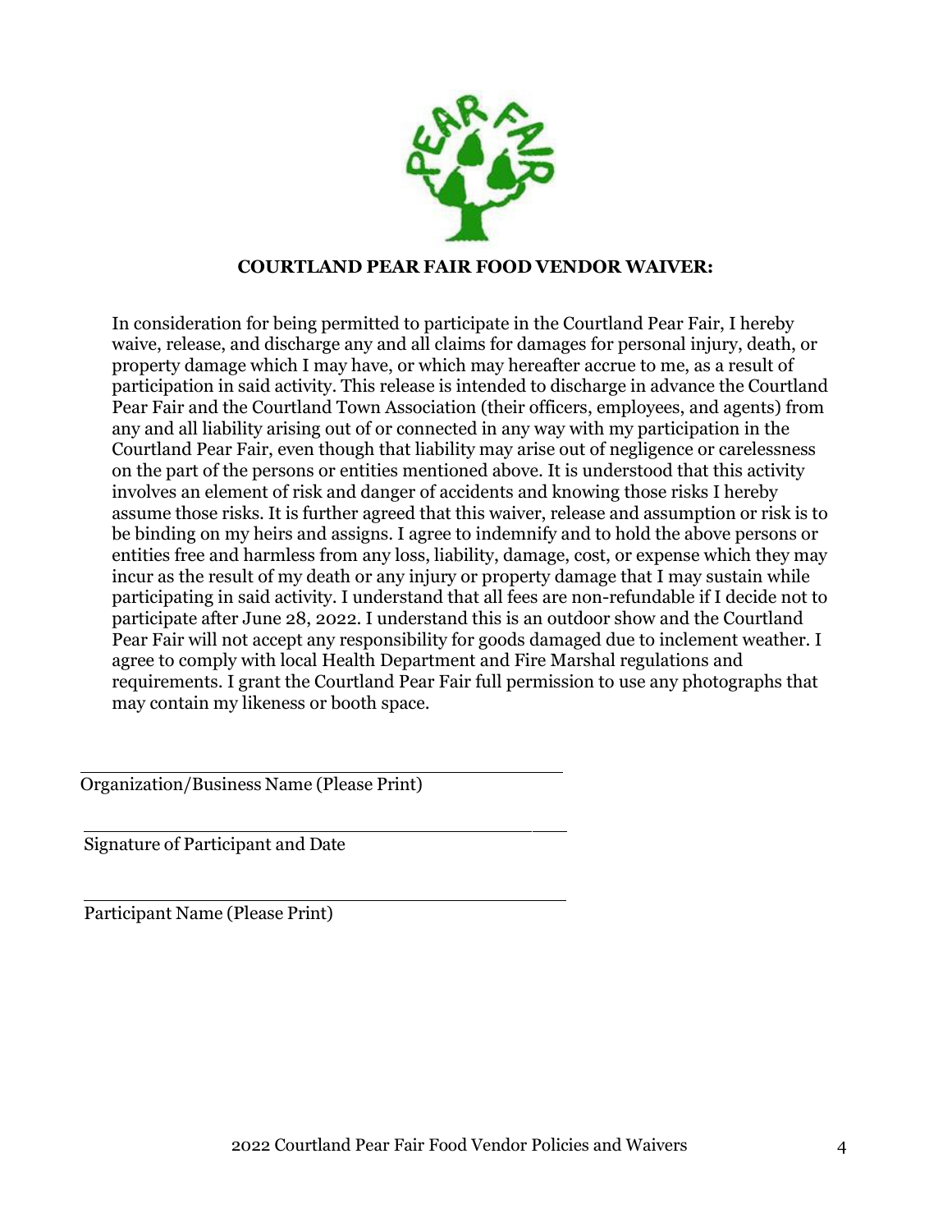## COURTLAND PEAR FAIR FOOD VENDOR WAIVER:

In consideration for being permitted to participate in the Courtland Pear Fair, I hereby waive, release, and discharge any and all claims for damages for personal injury, death, or property damage which I may have, or which may hereafter accrue to me, as a result of participation in said activity. This release is intended to discharge in advance the Courtland Pear Fair and the Courtland Town Association (their officers, employees, and agents) from any and all liability arising out of or connected in any way with my participation in the Courtland Pear Fair, even though that liability may arise out of negligence or carelessness on the part of the persons or entities mentioned above. It is understood that this activity involves an element of risk and danger of accidents and knowing those risks I hereby assume those risks. It is further agreed that this waiver, release and assumption or risk is to be binding on my heirs and assigns. I agree to indemnify and to hold the above persons or entities free and harmless from any loss, liability, damage, cost, or expense which they may incur as the result of my death or any injury or property damage that I may sustain while participating in said activity. I understand that all fees are non-refundable if I decide not to participate after June 28, 2022. I understand this is an outdoor show and the Courtland Pear Fair will not accept any responsibility for goods damaged due to inclement weather. I agree to comply with local Health Department and Fire Marshal regulations and requirements. I grant the Courtland Pear Fair full permission to use any photographs that may contain my likeness or booth space.

\_\_\_\_\_\_\_\_\_\_\_\_\_\_\_\_\_\_\_\_\_\_\_\_\_\_\_\_\_\_\_\_\_\_\_\_\_\_\_\_

Organization/Business Name (Please Print)

\_\_\_\_\_\_\_\_\_\_\_\_\_\_\_\_\_\_\_\_\_\_\_\_\_\_\_\_\_\_\_\_\_\_\_\_\_\_\_\_

Signature of Participant and Date

\_\_\_\_\_\_\_\_\_\_\_\_\_\_\_\_\_\_\_\_\_\_\_\_\_\_\_\_\_\_\_\_\_\_\_\_\_\_\_\_

Participant Name (Please Print)